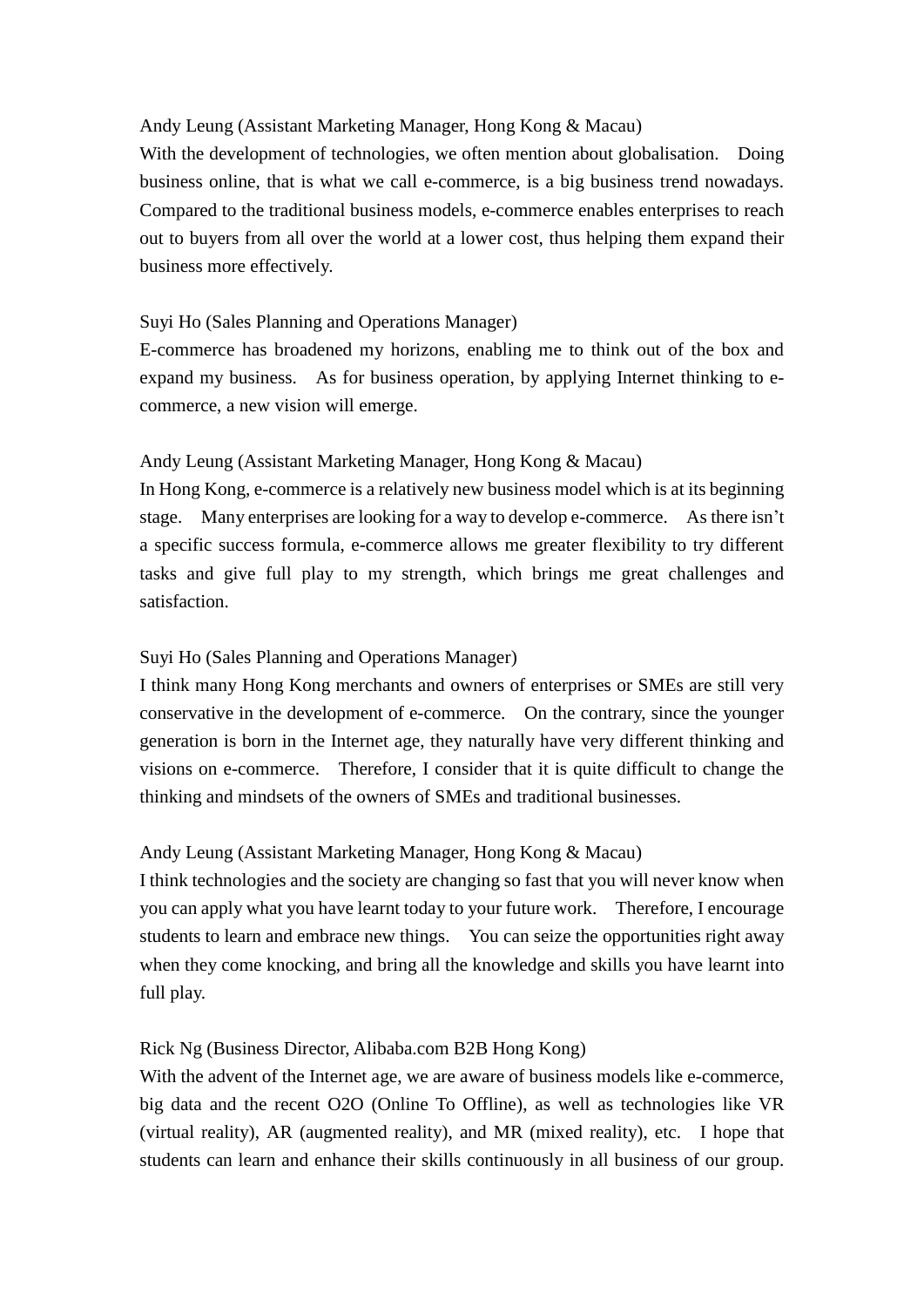Andy Leung (Assistant Marketing Manager, Hong Kong & Macau)
With the development of technologies, we often mention about globalisation. Doing business online, that is what we call e-commerce, is a big business trend nowadays. Compared to the traditional business models, e-commerce enables enterprises to reach out to buyers from all over the world at a lower cost, thus helping them expand their business more effectively.

Suyi Ho (Sales Planning and Operations Manager)
E-commerce has broadened my horizons, enabling me to think out of the box and expand my business. As for business operation, by applying Internet thinking to e-commerce, a new vision will emerge.

Andy Leung (Assistant Marketing Manager, Hong Kong & Macau)
In Hong Kong, e-commerce is a relatively new business model which is at its beginning stage. Many enterprises are looking for a way to develop e-commerce. As there isn't a specific success formula, e-commerce allows me greater flexibility to try different tasks and give full play to my strength, which brings me great challenges and satisfaction.

Suyi Ho (Sales Planning and Operations Manager)
I think many Hong Kong merchants and owners of enterprises or SMEs are still very conservative in the development of e-commerce. On the contrary, since the younger generation is born in the Internet age, they naturally have very different thinking and visions on e-commerce. Therefore, I consider that it is quite difficult to change the thinking and mindsets of the owners of SMEs and traditional businesses.

Andy Leung (Assistant Marketing Manager, Hong Kong & Macau)
I think technologies and the society are changing so fast that you will never know when you can apply what you have learnt today to your future work. Therefore, I encourage students to learn and embrace new things. You can seize the opportunities right away when they come knocking, and bring all the knowledge and skills you have learnt into full play.

Rick Ng (Business Director, Alibaba.com B2B Hong Kong)
With the advent of the Internet age, we are aware of business models like e-commerce, big data and the recent O2O (Online To Offline), as well as technologies like VR (virtual reality), AR (augmented reality), and MR (mixed reality), etc. I hope that students can learn and enhance their skills continuously in all business of our group.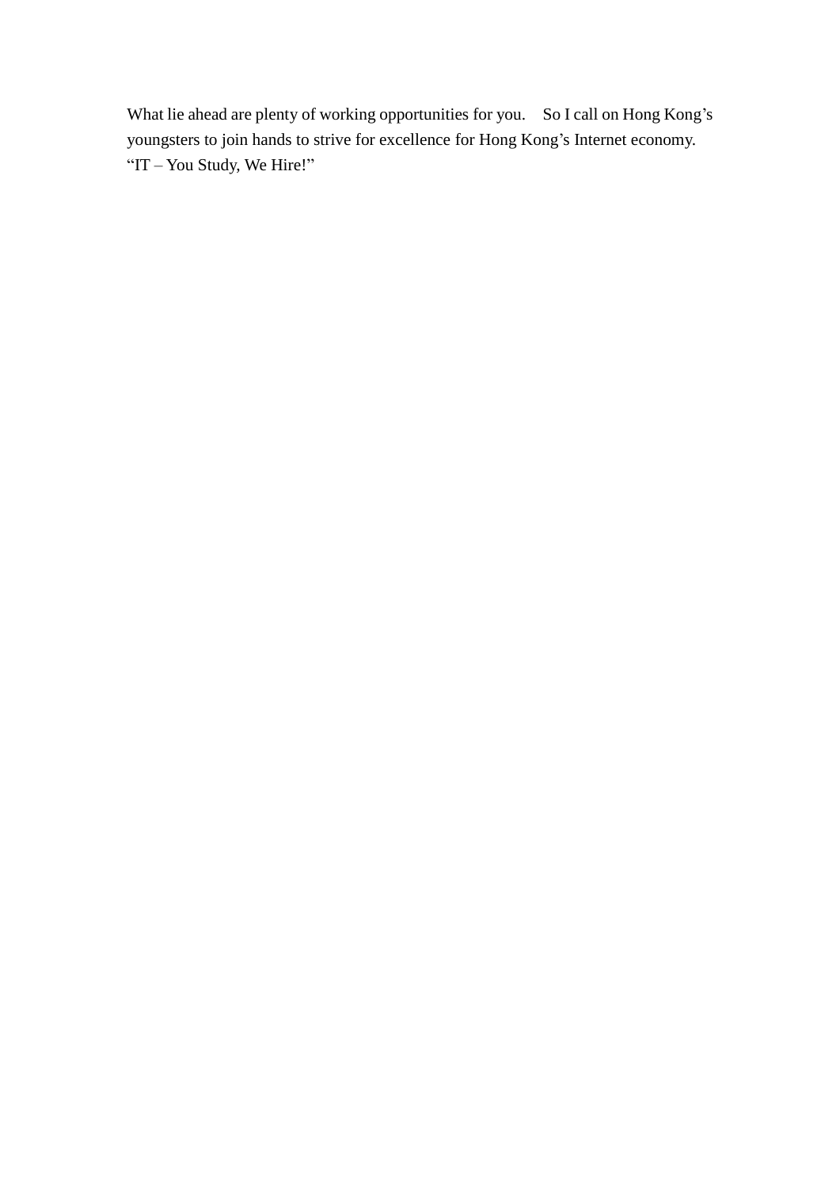What lie ahead are plenty of working opportunities for you. So I call on Hong Kong's youngsters to join hands to strive for excellence for Hong Kong's Internet economy. "IT – You Study, We Hire!"